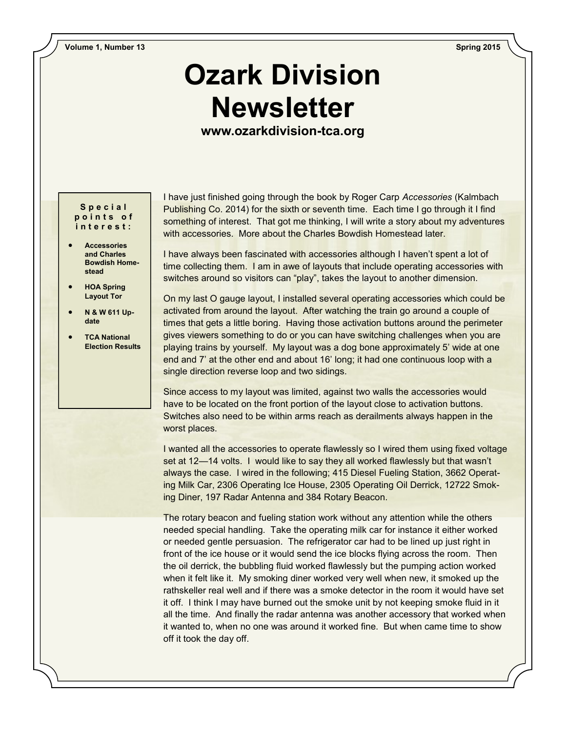# Ozark Division Newsletter

**www.ozarkdivision-tca.org**

**Special points of interest:**

- **Accessories and Charles Bowdish Homestead**
- **HOA Spring Layout Tor**
- **N & W 611 Update**
- **TCA National Election Results**

I have just finished going through the book by Roger Carp *Accessories* (Kalmbach Publishing Co. 2014) for the sixth or seventh time. Each time I go through it I find something of interest. That got me thinking, I will write a story about my adventures with accessories. More about the Charles Bowdish Homestead later.

I have always been fascinated with accessories although I haven't spent a lot of time collecting them. I am in awe of layouts that include operating accessories with switches around so visitors can "play", takes the layout to another dimension.

On my last O gauge layout, I installed several operating accessories which could be activated from around the layout. After watching the train go around a couple of times that gets a little boring. Having those activation buttons around the perimeter gives viewers something to do or you can have switching challenges when you are playing trains by yourself. My layout was a dog bone approximately 5' wide at one end and 7' at the other end and about 16' long; it had one continuous loop with a single direction reverse loop and two sidings.

Since access to my layout was limited, against two walls the accessories would have to be located on the front portion of the layout close to activation buttons. Switches also need to be within arms reach as derailments always happen in the worst places.

I wanted all the accessories to operate flawlessly so I wired them using fixed voltage set at 12—14 volts. I would like to say they all worked flawlessly but that wasn't always the case. I wired in the following; 415 Diesel Fueling Station, 3662 Operating Milk Car, 2306 Operating Ice House, 2305 Operating Oil Derrick, 12722 Smoking Diner, 197 Radar Antenna and 384 Rotary Beacon.

The rotary beacon and fueling station work without any attention while the others needed special handling. Take the operating milk car for instance it either worked or needed gentle persuasion. The refrigerator car had to be lined up just right in front of the ice house or it would send the ice blocks flying across the room. Then the oil derrick, the bubbling fluid worked flawlessly but the pumping action worked when it felt like it. My smoking diner worked very well when new, it smoked up the rathskeller real well and if there was a smoke detector in the room it would have set it off. I think I may have burned out the smoke unit by not keeping smoke fluid in it all the time. And finally the radar antenna was another accessory that worked when it wanted to, when no one was around it worked fine. But when came time to show off it took the day off.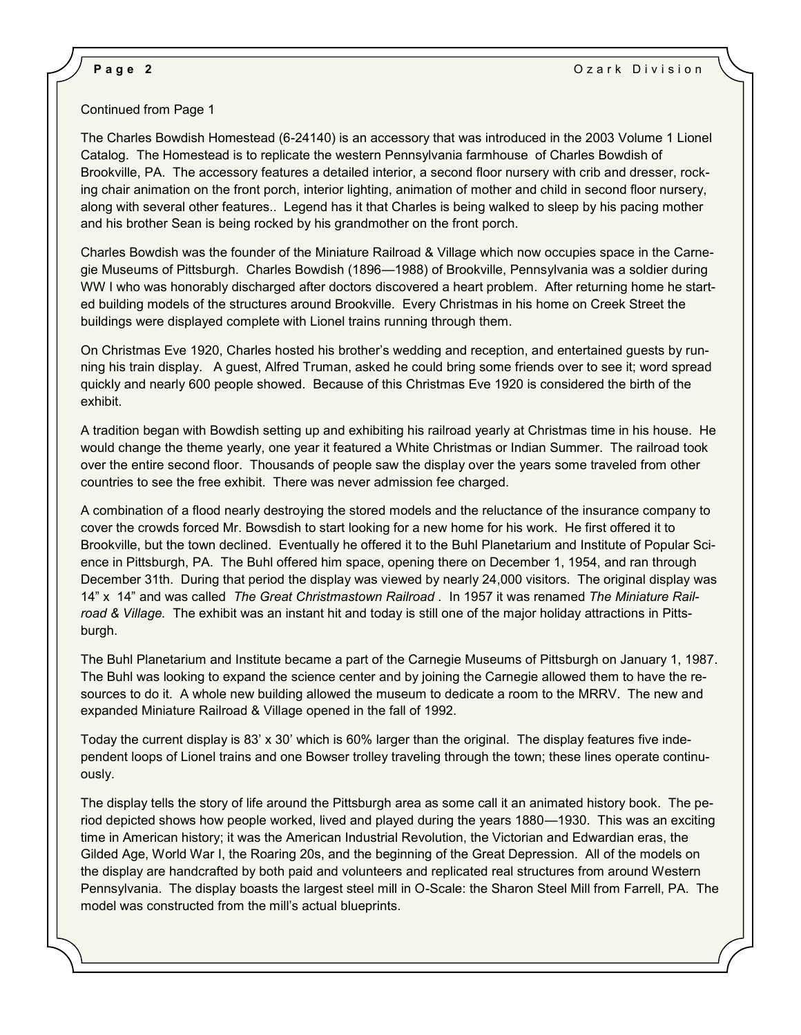Continued from Page 1

The Charles Bowdish Homestead (6-24140) is an accessory that was introduced in the 2003 Volume 1 Lionel Catalog. The Homestead is to replicate the western Pennsylvania farmhouse of Charles Bowdish of Brookville, PA. The accessory features a detailed interior, a second floor nursery with crib and dresser, rocking chair animation on the front porch, interior lighting, animation of mother and child in second floor nursery, along with several other features.. Legend has it that Charles is being walked to sleep by his pacing mother and his brother Sean is being rocked by his grandmother on the front porch.

Charles Bowdish was the founder of the Miniature Railroad & Village which now occupies space in the Carnegie Museums of Pittsburgh. Charles Bowdish (1896—1988) of Brookville, Pennsylvania was a soldier during WW I who was honorably discharged after doctors discovered a heart problem. After returning home he started building models of the structures around Brookville. Every Christmas in his home on Creek Street the buildings were displayed complete with Lionel trains running through them.

On Christmas Eve 1920, Charles hosted his brother's wedding and reception, and entertained guests by running his train display. A guest, Alfred Truman, asked he could bring some friends over to see it; word spread quickly and nearly 600 people showed. Because of this Christmas Eve 1920 is considered the birth of the exhibit.

A tradition began with Bowdish setting up and exhibiting his railroad yearly at Christmas time in his house. He would change the theme yearly, one year it featured a White Christmas or Indian Summer. The railroad took over the entire second floor. Thousands of people saw the display over the years some traveled from other countries to see the free exhibit. There was never admission fee charged.

A combination of a flood nearly destroying the stored models and the reluctance of the insurance company to cover the crowds forced Mr. Bowsdish to start looking for a new home for his work. He first offered it to Brookville, but the town declined. Eventually he offered it to the Buhl Planetarium and Institute of Popular Science in Pittsburgh, PA. The Buhl offered him space, opening there on December 1, 1954, and ran through December 31th. During that period the display was viewed by nearly 24,000 visitors. The original display was 14" x 14" and was called *The Great Christmastown Railroad* . In 1957 it was renamed *The Miniature Railroad & Village.* The exhibit was an instant hit and today is still one of the major holiday attractions in Pittsburgh.

The Buhl Planetarium and Institute became a part of the Carnegie Museums of Pittsburgh on January 1, 1987. The Buhl was looking to expand the science center and by joining the Carnegie allowed them to have the resources to do it. A whole new building allowed the museum to dedicate a room to the MRRV. The new and expanded Miniature Railroad & Village opened in the fall of 1992.

Today the current display is 83' x 30' which is 60% larger than the original. The display features five independent loops of Lionel trains and one Bowser trolley traveling through the town; these lines operate continuously.

The display tells the story of life around the Pittsburgh area as some call it an animated history book. The period depicted shows how people worked, lived and played during the years 1880—1930. This was an exciting time in American history; it was the American Industrial Revolution, the Victorian and Edwardian eras, the Gilded Age, World War I, the Roaring 20s, and the beginning of the Great Depression. All of the models on the display are handcrafted by both paid and volunteers and replicated real structures from around Western Pennsylvania. The display boasts the largest steel mill in O-Scale: the Sharon Steel Mill from Farrell, PA. The model was constructed from the mill's actual blueprints.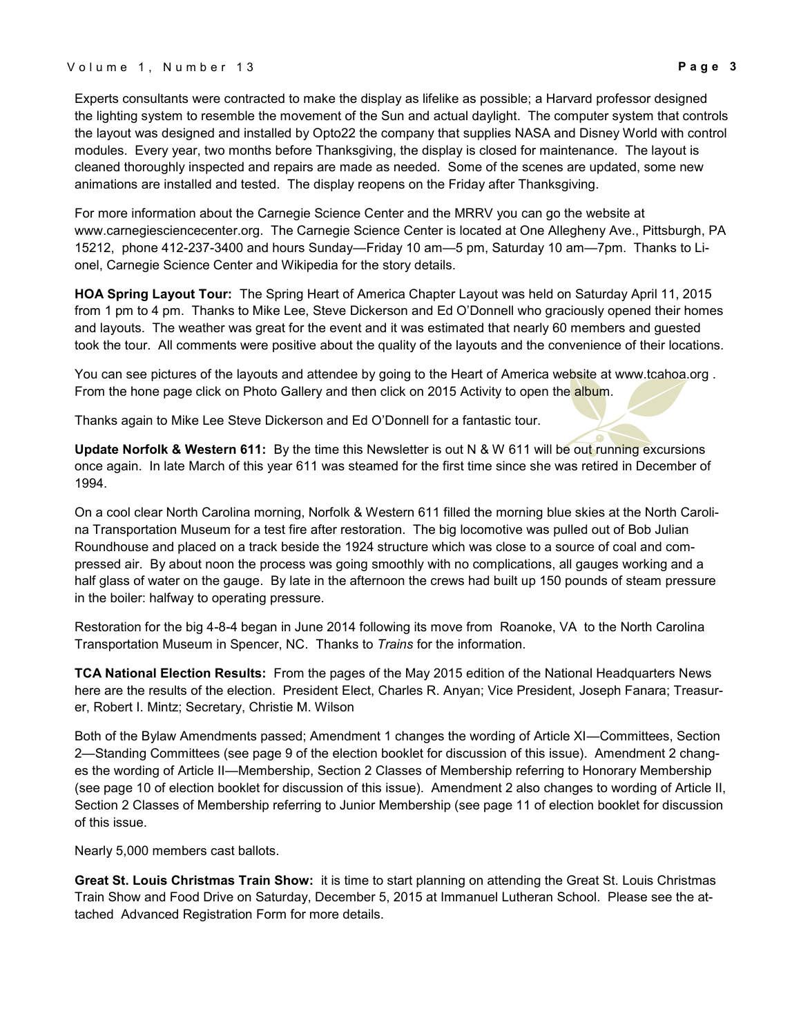Experts consultants were contracted to make the display as lifelike as possible; a Harvard professor designed the lighting system to resemble the movement of the Sun and actual daylight. The computer system that controls the layout was designed and installed by Opto22 the company that supplies NASA and Disney World with control modules. Every year, two months before Thanksgiving, the display is closed for maintenance. The layout is cleaned thoroughly inspected and repairs are made as needed. Some of the scenes are updated, some new animations are installed and tested. The display reopens on the Friday after Thanksgiving.

For more information about the Carnegie Science Center and the MRRV you can go the website at www.carnegiesciencecenter.org. The Carnegie Science Center is located at One Allegheny Ave., Pittsburgh, PA 15212, phone 412-237-3400 and hours Sunday—Friday 10 am—5 pm, Saturday 10 am—7pm. Thanks to Lionel, Carnegie Science Center and Wikipedia for the story details.

**HOA Spring Layout Tour:** The Spring Heart of America Chapter Layout was held on Saturday April 11, 2015 from 1 pm to 4 pm. Thanks to Mike Lee, Steve Dickerson and Ed O'Donnell who graciously opened their homes and layouts. The weather was great for the event and it was estimated that nearly 60 members and guested took the tour. All comments were positive about the quality of the layouts and the convenience of their locations.

You can see pictures of the layouts and attendee by going to the Heart of America website at www.tcahoa.org . From the hone page click on Photo Gallery and then click on 2015 Activity to open the album.

Thanks again to Mike Lee Steve Dickerson and Ed O'Donnell for a fantastic tour.

**Update Norfolk & Western 611:** By the time this Newsletter is out N & W 611 will be out running excursions once again. In late March of this year 611 was steamed for the first time since she was retired in December of 1994.

On a cool clear North Carolina morning, Norfolk & Western 611 filled the morning blue skies at the North Carolina Transportation Museum for a test fire after restoration. The big locomotive was pulled out of Bob Julian Roundhouse and placed on a track beside the 1924 structure which was close to a source of coal and compressed air. By about noon the process was going smoothly with no complications, all gauges working and a half glass of water on the gauge. By late in the afternoon the crews had built up 150 pounds of steam pressure in the boiler: halfway to operating pressure.

Restoration for the big 4-8-4 began in June 2014 following its move from Roanoke, VA to the North Carolina Transportation Museum in Spencer, NC. Thanks to *Trains* for the information.

**TCA National Election Results:** From the pages of the May 2015 edition of the National Headquarters News here are the results of the election. President Elect, Charles R. Anyan; Vice President, Joseph Fanara; Treasurer, Robert I. Mintz; Secretary, Christie M. Wilson

Both of the Bylaw Amendments passed; Amendment 1 changes the wording of Article XI—Committees, Section 2—Standing Committees (see page 9 of the election booklet for discussion of this issue). Amendment 2 changes the wording of Article II—Membership, Section 2 Classes of Membership referring to Honorary Membership (see page 10 of election booklet for discussion of this issue). Amendment 2 also changes to wording of Article II, Section 2 Classes of Membership referring to Junior Membership (see page 11 of election booklet for discussion of this issue.

Nearly 5,000 members cast ballots.

**Great St. Louis Christmas Train Show:** it is time to start planning on attending the Great St. Louis Christmas Train Show and Food Drive on Saturday, December 5, 2015 at Immanuel Lutheran School. Please see the attached Advanced Registration Form for more details.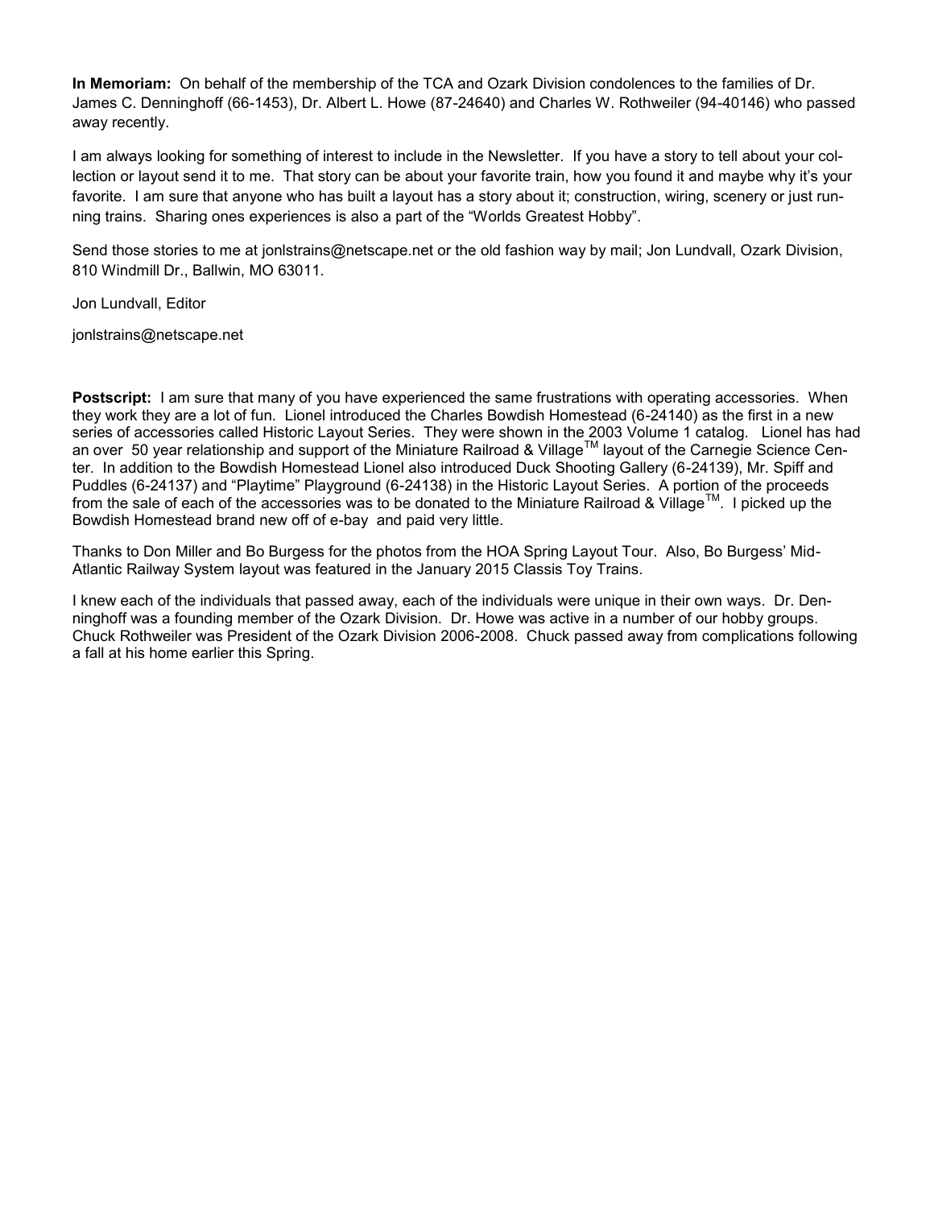**In Memoriam:** On behalf of the membership of the TCA and Ozark Division condolences to the families of Dr. James C. Denninghoff (66-1453), Dr. Albert L. Howe (87-24640) and Charles W. Rothweiler (94-40146) who passed away recently.

I am always looking for something of interest to include in the Newsletter. If you have a story to tell about your collection or layout send it to me. That story can be about your favorite train, how you found it and maybe why it's your favorite. I am sure that anyone who has built a layout has a story about it; construction, wiring, scenery or just running trains. Sharing ones experiences is also a part of the "Worlds Greatest Hobby".

Send those stories to me at jonlstrains@netscape.net or the old fashion way by mail; Jon Lundvall, Ozark Division, 810 Windmill Dr., Ballwin, MO 63011.

Jon Lundvall, Editor

jonlstrains@netscape.net

**Postscript:** I am sure that many of you have experienced the same frustrations with operating accessories. When they work they are a lot of fun. Lionel introduced the Charles Bowdish Homestead (6-24140) as the first in a new series of accessories called Historic Layout Series. They were shown in the 2003 Volume 1 catalog. Lionel has had an over 50 year relationship and support of the Miniature Railroad & Village™ layout of the Carnegie Science Center. In addition to the Bowdish Homestead Lionel also introduced Duck Shooting Gallery (6-24139), Mr. Spiff and Puddles (6-24137) and "Playtime" Playground (6-24138) in the Historic Layout Series. A portion of the proceeds from the sale of each of the accessories was to be donated to the Miniature Railroad & Village™. I picked up the Bowdish Homestead brand new off of e-bay and paid very little.

Thanks to Don Miller and Bo Burgess for the photos from the HOA Spring Layout Tour. Also, Bo Burgess' Mid-Atlantic Railway System layout was featured in the January 2015 Classis Toy Trains.

I knew each of the individuals that passed away, each of the individuals were unique in their own ways. Dr. Denninghoff was a founding member of the Ozark Division. Dr. Howe was active in a number of our hobby groups. Chuck Rothweiler was President of the Ozark Division 2006-2008. Chuck passed away from complications following a fall at his home earlier this Spring.